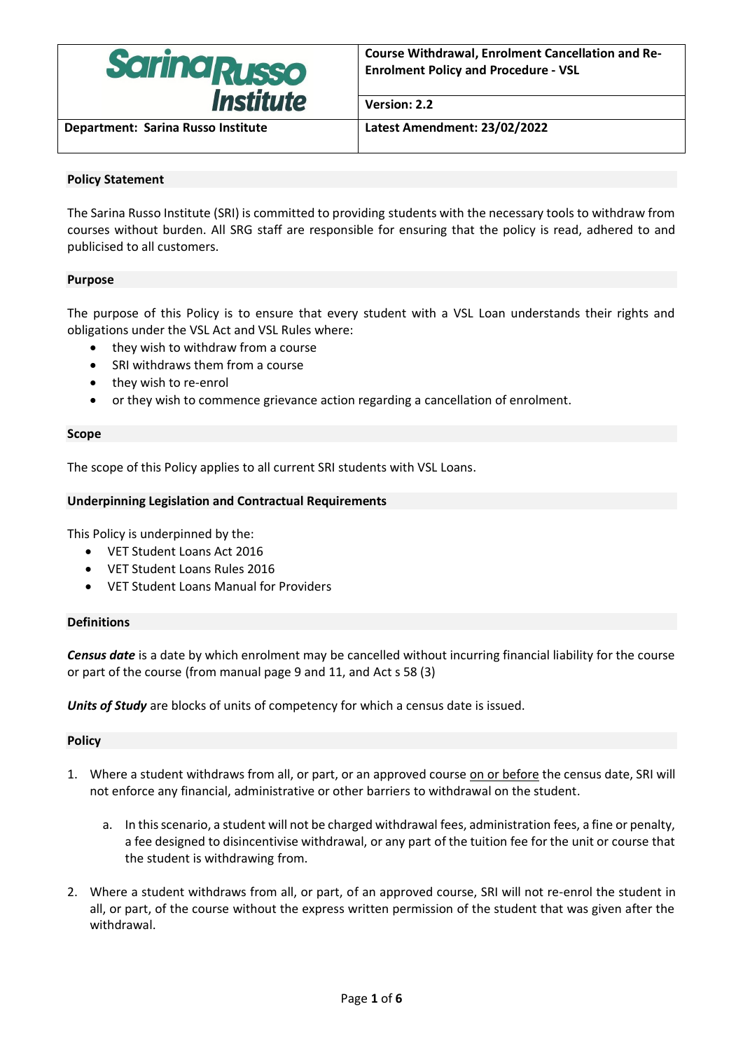| Sarina Russo Institute | Course Withdrawal, Enrolment Cancellation and Re-Enrolment Policy and Procedure - VSL |
|---|---|
| | **Version: 2.2** |
| **Department: Sarina Russo Institute** | **Latest Amendment: 23/02/2022** |

## Policy Statement

The Sarina Russo Institute (SRI) is committed to providing students with the necessary tools to withdraw from courses without burden. All SRG staff are responsible for ensuring that the policy is read, adhered to and publicised to all customers.

## Purpose

The purpose of this Policy is to ensure that every student with a VSL Loan understands their rights and obligations under the VSL Act and VSL Rules where:

- they wish to withdraw from a course
- SRI withdraws them from a course
- they wish to re-enrol
- or they wish to commence grievance action regarding a cancellation of enrolment.

## Scope

The scope of this Policy applies to all current SRI students with VSL Loans.

## Underpinning Legislation and Contractual Requirements

This Policy is underpinned by the:

- VET Student Loans Act 2016
- VET Student Loans Rules 2016
- VET Student Loans Manual for Providers

## Definitions

***Census date*** is a date by which enrolment may be cancelled without incurring financial liability for the course or part of the course (from manual page 9 and 11, and Act s 58 (3)

***Units of Study*** are blocks of units of competency for which a census date is issued.

## Policy

1. Where a student withdraws from all, or part, or an approved course on or before the census date, SRI will not enforce any financial, administrative or other barriers to withdrawal on the student.

    a. In this scenario, a student will not be charged withdrawal fees, administration fees, a fine or penalty, a fee designed to disincentivise withdrawal, or any part of the tuition fee for the unit or course that the student is withdrawing from.

2. Where a student withdraws from all, or part, of an approved course, SRI will not re-enrol the student in all, or part, of the course without the express written permission of the student that was given after the withdrawal.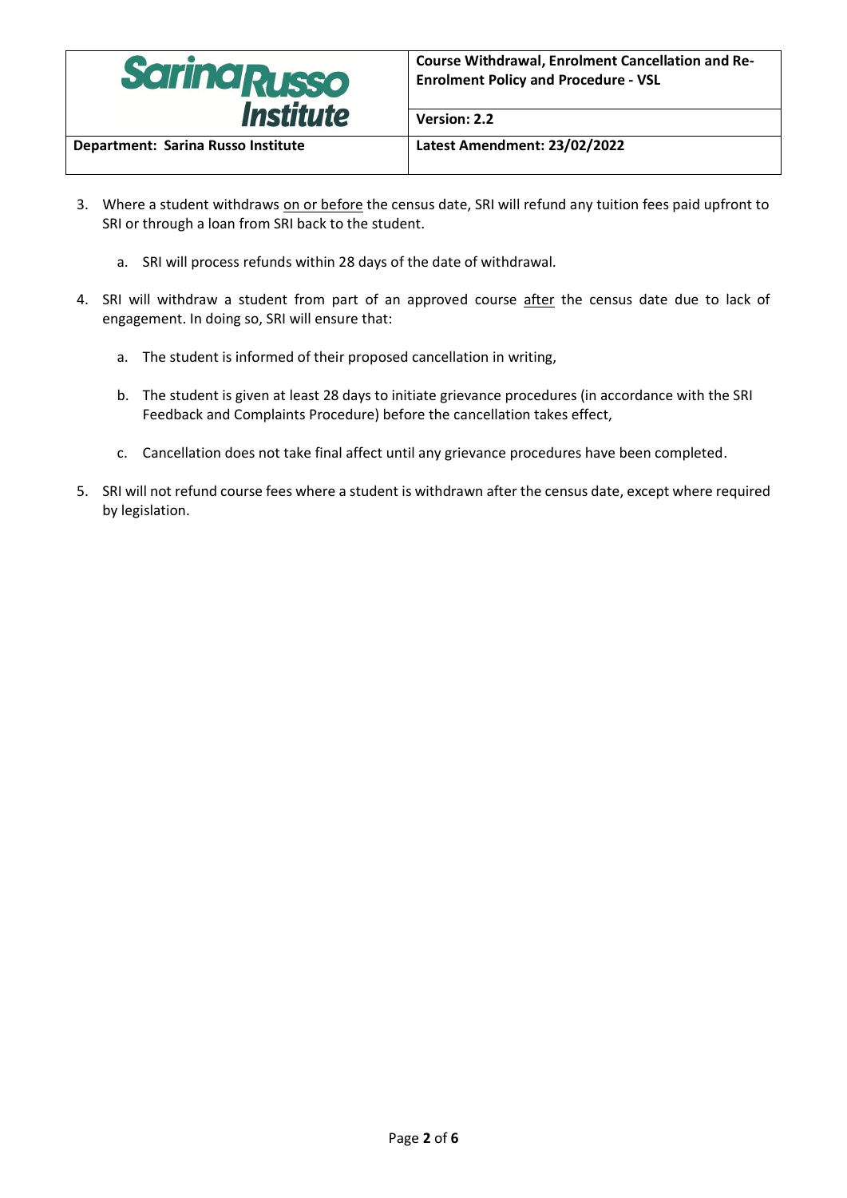3. Where a student withdraws <u>on or before</u> the census date, SRI will refund any tuition fees paid upfront to SRI or through a loan from SRI back to the student.

    a. SRI will process refunds within 28 days of the date of withdrawal.

4. SRI will withdraw a student from part of an approved course <u>after</u> the census date due to lack of engagement. In doing so, SRI will ensure that:

    a. The student is informed of their proposed cancellation in writing,

    b. The student is given at least 28 days to initiate grievance procedures (in accordance with the SRI Feedback and Complaints Procedure) before the cancellation takes effect,

    c. Cancellation does not take final affect until any grievance procedures have been completed.

5. SRI will not refund course fees where a student is withdrawn after the census date, except where required by legislation.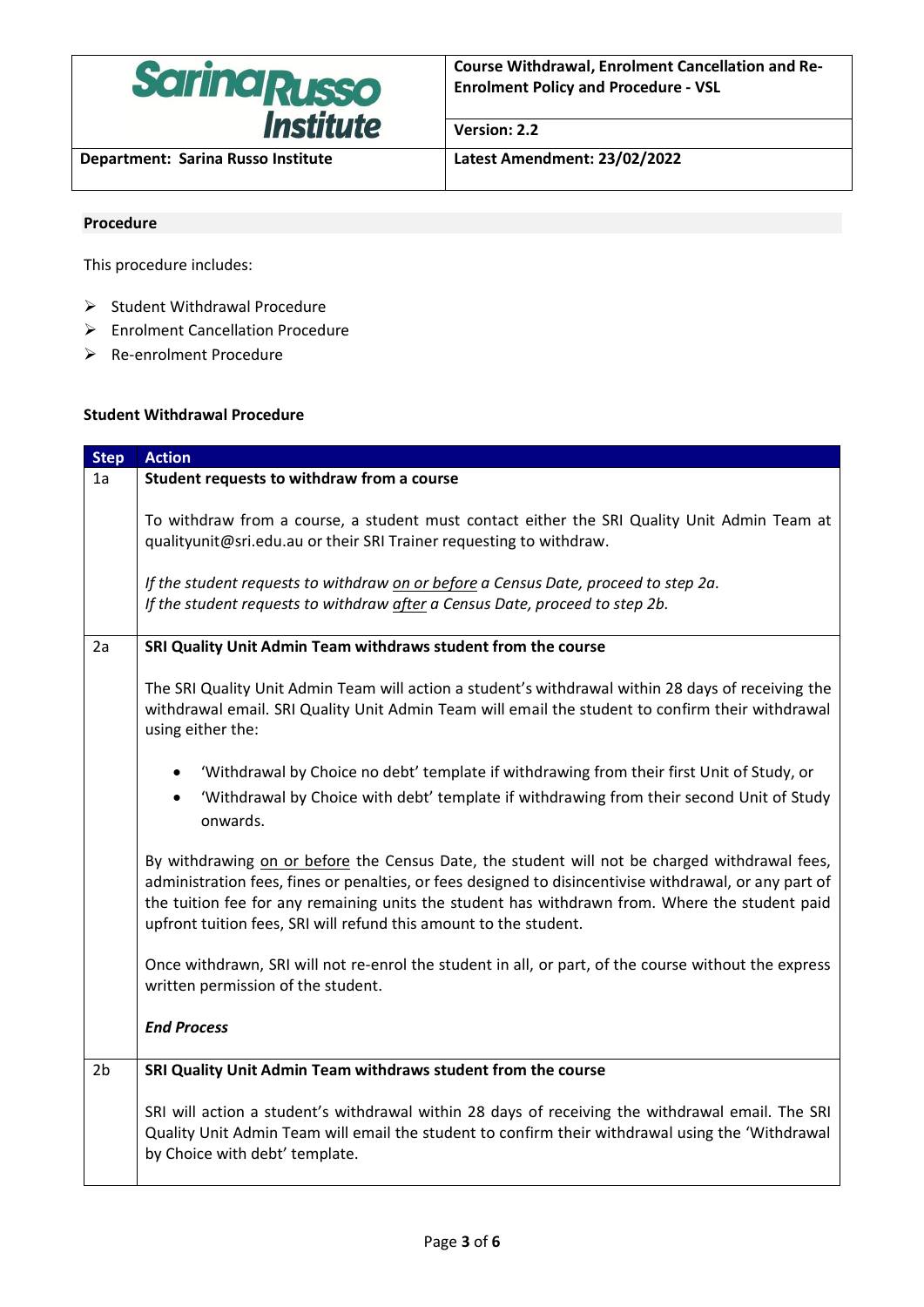## Procedure

This procedure includes:

- Student Withdrawal Procedure
- Enrolment Cancellation Procedure
- Re-enrolment Procedure

### Student Withdrawal Procedure

| Step | Action |
|---|---|
| 1a | **Student requests to withdraw from a course**<br><br>To withdraw from a course, a student must contact either the SRI Quality Unit Admin Team at qualityunit@sri.edu.au or their SRI Trainer requesting to withdraw.<br><br>*If the student requests to withdraw <u>on or before</u> a Census Date, proceed to step 2a.*<br>*If the student requests to withdraw <u>after</u> a Census Date, proceed to step 2b.* |
| 2a | **SRI Quality Unit Admin Team withdraws student from the course**<br><br>The SRI Quality Unit Admin Team will action a student's withdrawal within 28 days of receiving the withdrawal email. SRI Quality Unit Admin Team will email the student to confirm their withdrawal using either the:<br><br>• 'Withdrawal by Choice no debt' template if withdrawing from their first Unit of Study, or<br>• 'Withdrawal by Choice with debt' template if withdrawing from their second Unit of Study onwards.<br><br>By withdrawing <u>on or before</u> the Census Date, the student will not be charged withdrawal fees, administration fees, fines or penalties, or fees designed to disincentivise withdrawal, or any part of the tuition fee for any remaining units the student has withdrawn from. Where the student paid upfront tuition fees, SRI will refund this amount to the student.<br><br>Once withdrawn, SRI will not re-enrol the student in all, or part, of the course without the express written permission of the student.<br><br>***End Process*** |
| 2b | **SRI Quality Unit Admin Team withdraws student from the course**<br><br>SRI will action a student's withdrawal within 28 days of receiving the withdrawal email. The SRI Quality Unit Admin Team will email the student to confirm their withdrawal using the 'Withdrawal by Choice with debt' template. |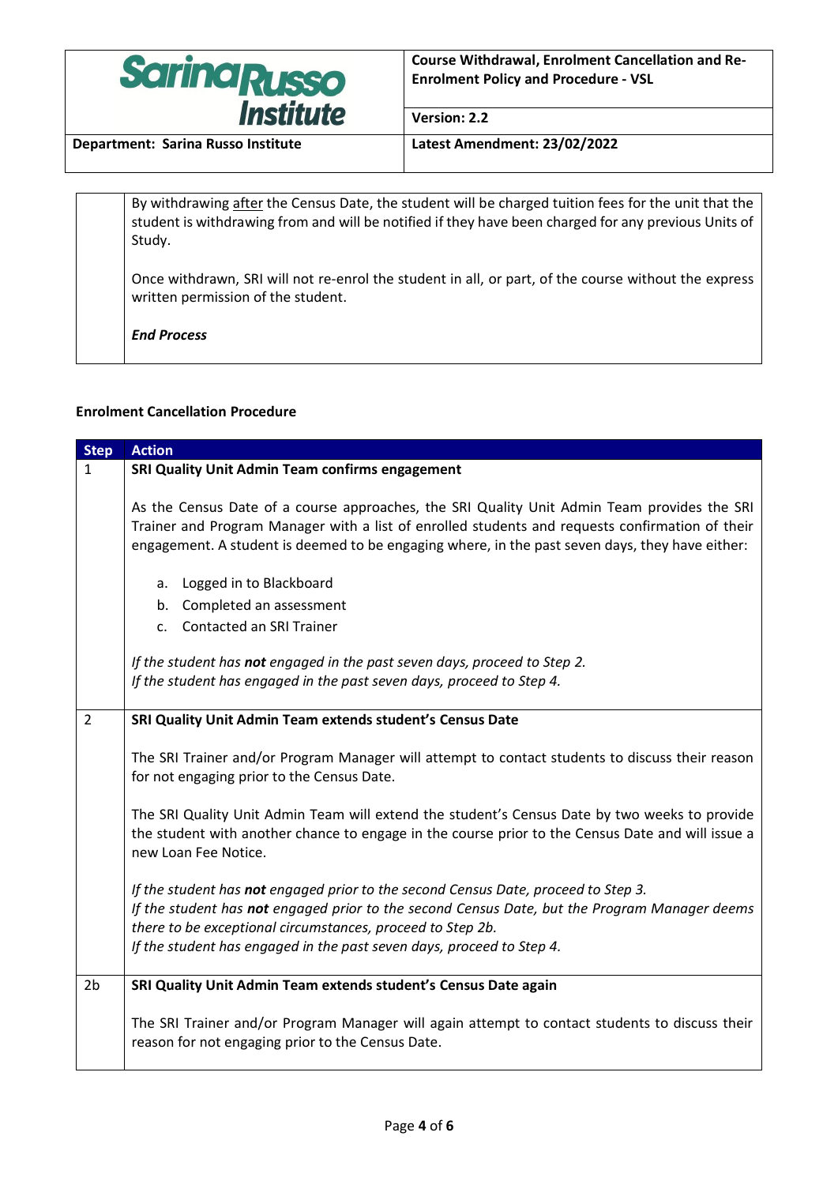| | |
|---|---|
| | By withdrawing <u>after</u> the Census Date, the student will be charged tuition fees for the unit that the student is withdrawing from and will be notified if they have been charged for any previous Units of Study.<br><br>Once withdrawn, SRI will not re-enrol the student in all, or part, of the course without the express written permission of the student.<br><br>***End Process*** |

**Enrolment Cancellation Procedure**

| Step | Action |
|---|---|
| 1 | **SRI Quality Unit Admin Team confirms engagement**<br><br>As the Census Date of a course approaches, the SRI Quality Unit Admin Team provides the SRI Trainer and Program Manager with a list of enrolled students and requests confirmation of their engagement. A student is deemed to be engaging where, in the past seven days, they have either:<br><br>a. Logged in to Blackboard<br>b. Completed an assessment<br>c. Contacted an SRI Trainer<br><br>*If the student has **not** engaged in the past seven days, proceed to Step 2.*<br>*If the student has engaged in the past seven days, proceed to Step 4.* |
| 2 | **SRI Quality Unit Admin Team extends student's Census Date**<br><br>The SRI Trainer and/or Program Manager will attempt to contact students to discuss their reason for not engaging prior to the Census Date.<br><br>The SRI Quality Unit Admin Team will extend the student's Census Date by two weeks to provide the student with another chance to engage in the course prior to the Census Date and will issue a new Loan Fee Notice.<br><br>*If the student has **not** engaged prior to the second Census Date, proceed to Step 3.*<br>*If the student has **not** engaged prior to the second Census Date, but the Program Manager deems there to be exceptional circumstances, proceed to Step 2b.*<br>*If the student has engaged in the past seven days, proceed to Step 4.* |
| 2b | **SRI Quality Unit Admin Team extends student's Census Date again**<br><br>The SRI Trainer and/or Program Manager will again attempt to contact students to discuss their reason for not engaging prior to the Census Date. |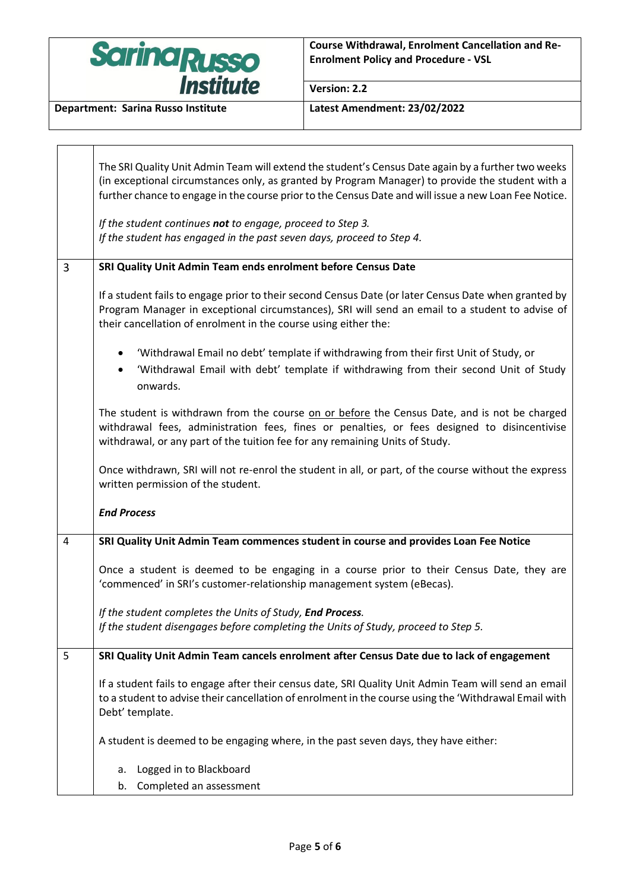| | |
|---|---|
| | The SRI Quality Unit Admin Team will extend the student's Census Date again by a further two weeks (in exceptional circumstances only, as granted by Program Manager) to provide the student with a further chance to engage in the course prior to the Census Date and will issue a new Loan Fee Notice.<br><br>*If the student continues **not** to engage, proceed to Step 3.*<br>*If the student has engaged in the past seven days, proceed to Step 4.* |
| 3 | **SRI Quality Unit Admin Team ends enrolment before Census Date**<br><br>If a student fails to engage prior to their second Census Date (or later Census Date when granted by Program Manager in exceptional circumstances), SRI will send an email to a student to advise of their cancellation of enrolment in the course using either the:<br><br>• 'Withdrawal Email no debt' template if withdrawing from their first Unit of Study, or<br>• 'Withdrawal Email with debt' template if withdrawing from their second Unit of Study onwards.<br><br>The student is withdrawn from the course <u>on or before</u> the Census Date, and is not be charged withdrawal fees, administration fees, fines or penalties, or fees designed to disincentivise withdrawal, or any part of the tuition fee for any remaining Units of Study.<br><br>Once withdrawn, SRI will not re-enrol the student in all, or part, of the course without the express written permission of the student.<br><br>***End Process*** |
| 4 | **SRI Quality Unit Admin Team commences student in course and provides Loan Fee Notice**<br><br>Once a student is deemed to be engaging in a course prior to their Census Date, they are 'commenced' in SRI's customer-relationship management system (eBecas).<br><br>*If the student completes the Units of Study, **End Process**.*<br>*If the student disengages before completing the Units of Study, proceed to Step 5.* |
| 5 | **SRI Quality Unit Admin Team cancels enrolment after Census Date due to lack of engagement**<br><br>If a student fails to engage after their census date, SRI Quality Unit Admin Team will send an email to a student to advise their cancellation of enrolment in the course using the 'Withdrawal Email with Debt' template.<br><br>A student is deemed to be engaging where, in the past seven days, they have either:<br><br>a. Logged in to Blackboard<br>b. Completed an assessment |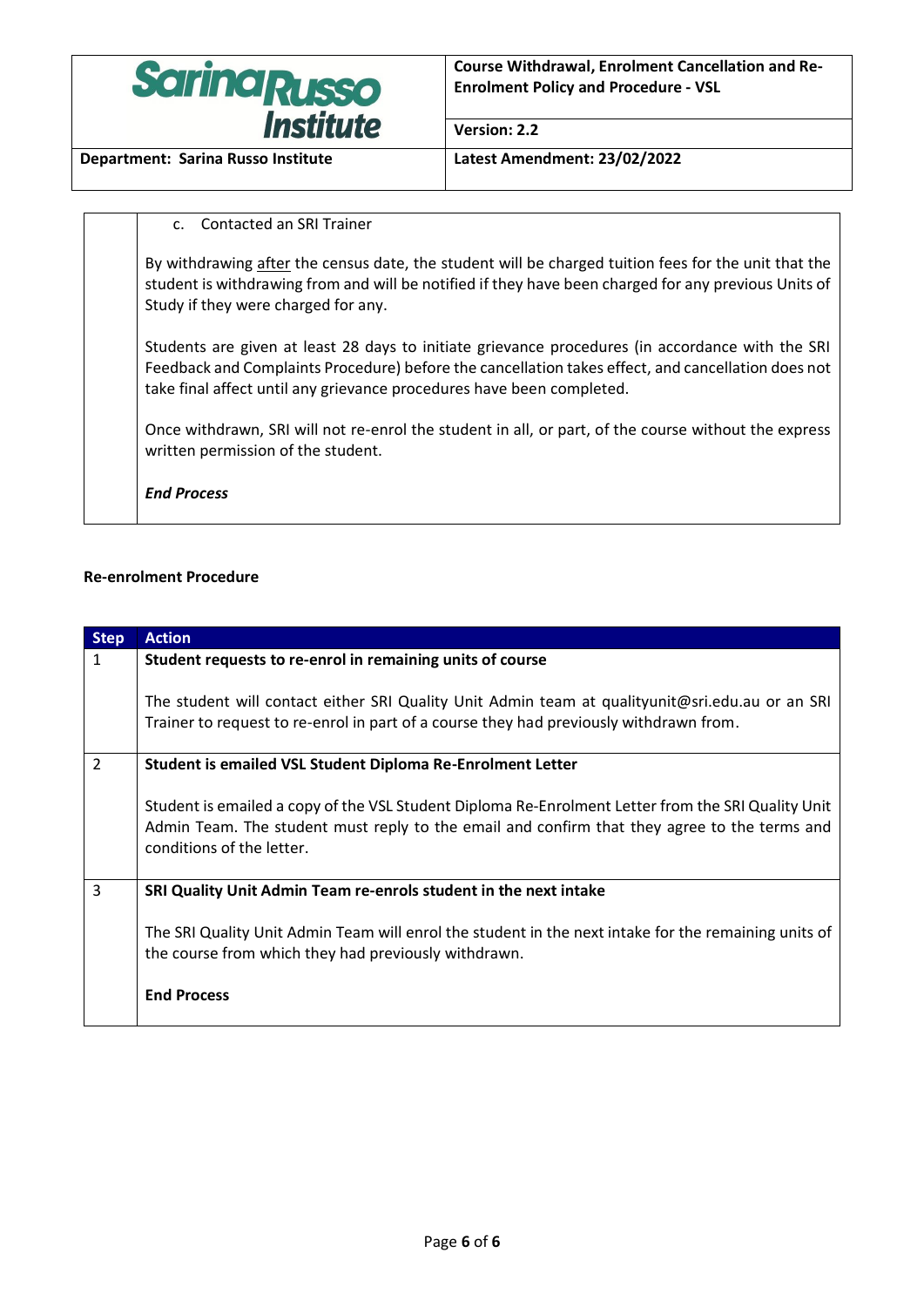| | |
|---|---|
| | c. Contacted an SRI Trainer<br><br>By withdrawing after the census date, the student will be charged tuition fees for the unit that the student is withdrawing from and will be notified if they have been charged for any previous Units of Study if they were charged for any.<br><br>Students are given at least 28 days to initiate grievance procedures (in accordance with the SRI Feedback and Complaints Procedure) before the cancellation takes effect, and cancellation does not take final affect until any grievance procedures have been completed.<br><br>Once withdrawn, SRI will not re-enrol the student in all, or part, of the course without the express written permission of the student.<br><br>***End Process*** |

**Re-enrolment Procedure**

| Step | Action |
|---|---|
| 1 | **Student requests to re-enrol in remaining units of course**<br><br>The student will contact either SRI Quality Unit Admin team at qualityunit@sri.edu.au or an SRI Trainer to request to re-enrol in part of a course they had previously withdrawn from. |
| 2 | **Student is emailed VSL Student Diploma Re-Enrolment Letter**<br><br>Student is emailed a copy of the VSL Student Diploma Re-Enrolment Letter from the SRI Quality Unit Admin Team. The student must reply to the email and confirm that they agree to the terms and conditions of the letter. |
| 3 | **SRI Quality Unit Admin Team re-enrols student in the next intake**<br><br>The SRI Quality Unit Admin Team will enrol the student in the next intake for the remaining units of the course from which they had previously withdrawn.<br><br>**End Process** |